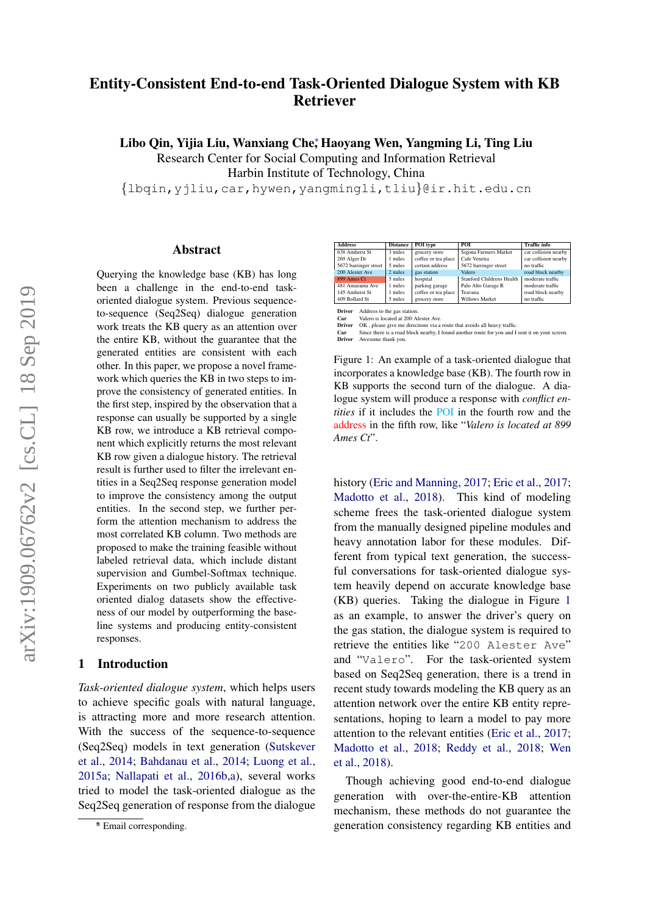# Entity-Consistent End-to-end Task-Oriented Dialogue System with KB Retriever

**Libo Qin, Yijia Liu, Wanxiang Che[*], Haoyang Wen, Yangming Li, Ting Liu**
Research Center for Social Computing and Information Retrieval
Harbin Institute of Technology, China
{lbqin,yjliu,car,hywen,yangmingli,tliu}@ir.hit.edu.cn

## Abstract

Querying the knowledge base (KB) has long been a challenge in the end-to-end task-oriented dialogue system. Previous sequence-to-sequence (Seq2Seq) dialogue generation work treats the KB query as an attention over the entire KB, without the guarantee that the generated entities are consistent with each other. In this paper, we propose a novel framework which queries the KB in two steps to improve the consistency of generated entities. In the first step, inspired by the observation that a response can usually be supported by a single KB row, we introduce a KB retrieval component which explicitly returns the most relevant KB row given a dialogue history. The retrieval result is further used to filter the irrelevant entities in a Seq2Seq response generation model to improve the consistency among the output entities. In the second step, we further perform the attention mechanism to address the most correlated KB column. Two methods are proposed to make the training feasible without labeled retrieval data, which include distant supervision and Gumbel-Softmax technique. Experiments on two publicly available task oriented dialog datasets show the effectiveness of our model by outperforming the baseline systems and producing entity-consistent responses.

## 1 Introduction

*Task-oriented dialogue system*, which helps users to achieve specific goals with natural language, is attracting more and more research attention. With the success of the sequence-to-sequence (Seq2Seq) models in text generation (Sutskever et al., 2014; Bahdanau et al., 2014; Luong et al., 2015a; Nallapati et al., 2016b,a), several works tried to model the task-oriented dialogue as the Seq2Seq generation of response from the dialogue history (Eric and Manning, 2017; Eric et al., 2017; Madotto et al., 2018). This kind of modeling scheme frees the task-oriented dialogue system from the manually designed pipeline modules and heavy annotation labor for these modules. Different from typical text generation, the successful conversations for task-oriented dialogue system heavily depend on accurate knowledge base (KB) queries. Taking the dialogue in Figure 1 as an example, to answer the driver's query on the gas station, the dialogue system is required to retrieve the entities like "200 Alester Ave" and "Valero". For the task-oriented system based on Seq2Seq generation, there is a trend in recent study towards modeling the KB query as an attention network over the entire KB entity representations, hoping to learn a model to pay more attention to the relevant entities (Eric et al., 2017; Madotto et al., 2018; Reddy et al., 2018; Wen et al., 2018).

| Address | Distance | POI type | POI | Traffic info |
|---|---|---|---|---|
| 638 Amherst St | 3 miles | grocery store | Sigona Farmers Market | car collision nearby |
| 269 Alger Dr | 1 miles | coffee or tea place | Cafe Venetia | car collision nearby |
| 5672 barringer street | 5 miles | certain address | 5672 barringer street | no traffic |
| 200 Alester Ave | 2 miles | gas station | Valero | road block nearby |
| 899 Ames Ct | 5 miles | hospital | Stanford Childrens Health | moderate traffic |
| 481 Amaranta Ave | 1 miles | parking garage | Palo Alto Garage R | moderate traffic |
| 145 Amherst St | 1 miles | coffee or tea place | Teavana | road block nearby |
| 409 Bollard St | 5 miles | grocery store | Willows Market | no traffic |

**Driver** Address to the gas station.
**Car** Valero is located at 200 Alester Ave.
**Driver** OK , please give me directions via a route that avoids all heavy traffic.
**Car** Since there is a road block nearby, I found another route for you and I sent it on your screen.
**Driver** Awesome thank you.

Figure 1: An example of a task-oriented dialogue that incorporates a knowledge base (KB). The fourth row in KB supports the second turn of the dialogue. A dialogue system will produce a response with *conflict entities* if it includes the POI in the fourth row and the address in the fifth row, like "*Valero is located at 899 Ames Ct*".

Though achieving good end-to-end dialogue generation with over-the-entire-KB attention mechanism, these methods do not guarantee the generation consistency regarding KB entities and

[*] Email corresponding.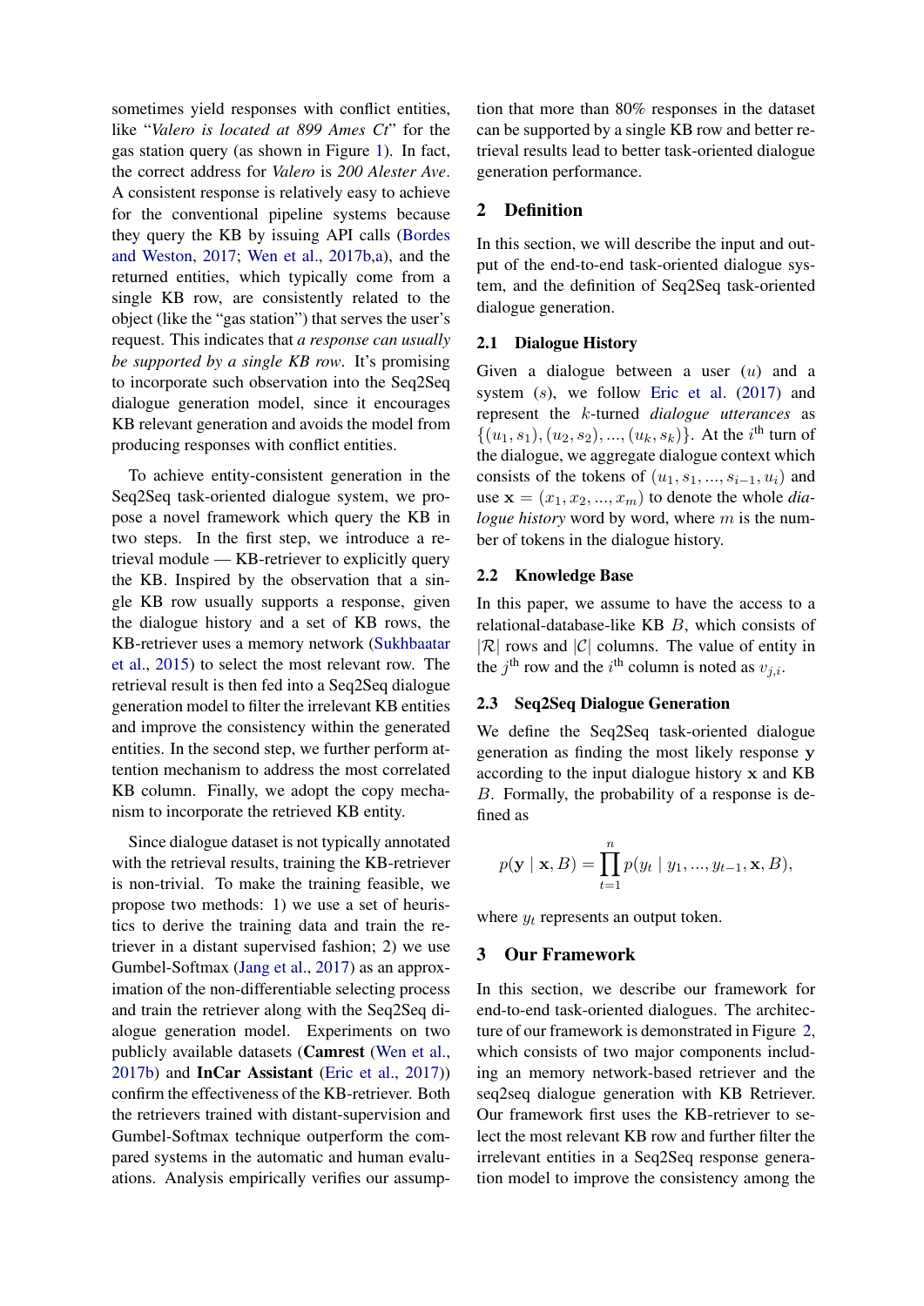sometimes yield responses with conflict entities, like "*Valero is located at 899 Ames Ct*" for the gas station query (as shown in Figure 1). In fact, the correct address for *Valero* is *200 Alester Ave*. A consistent response is relatively easy to achieve for the conventional pipeline systems because they query the KB by issuing API calls (Bordes and Weston, 2017; Wen et al., 2017b,a), and the returned entities, which typically come from a single KB row, are consistently related to the object (like the "gas station") that serves the user's request. This indicates that *a response can usually be supported by a single KB row*. It's promising to incorporate such observation into the Seq2Seq dialogue generation model, since it encourages KB relevant generation and avoids the model from producing responses with conflict entities.

To achieve entity-consistent generation in the Seq2Seq task-oriented dialogue system, we propose a novel framework which query the KB in two steps. In the first step, we introduce a retrieval module — KB-retriever to explicitly query the KB. Inspired by the observation that a single KB row usually supports a response, given the dialogue history and a set of KB rows, the KB-retriever uses a memory network (Sukhbaatar et al., 2015) to select the most relevant row. The retrieval result is then fed into a Seq2Seq dialogue generation model to filter the irrelevant KB entities and improve the consistency within the generated entities. In the second step, we further perform attention mechanism to address the most correlated KB column. Finally, we adopt the copy mechanism to incorporate the retrieved KB entity.

Since dialogue dataset is not typically annotated with the retrieval results, training the KB-retriever is non-trivial. To make the training feasible, we propose two methods: 1) we use a set of heuristics to derive the training data and train the retriever in a distant supervised fashion; 2) we use Gumbel-Softmax (Jang et al., 2017) as an approximation of the non-differentiable selecting process and train the retriever along with the Seq2Seq dialogue generation model. Experiments on two publicly available datasets (**Camrest** (Wen et al., 2017b) and **InCar Assistant** (Eric et al., 2017)) confirm the effectiveness of the KB-retriever. Both the retrievers trained with distant-supervision and Gumbel-Softmax technique outperform the compared systems in the automatic and human evaluations. Analysis empirically verifies our assumption that more than 80% responses in the dataset can be supported by a single KB row and better retrieval results lead to better task-oriented dialogue generation performance.

## 2 Definition

In this section, we will describe the input and output of the end-to-end task-oriented dialogue system, and the definition of Seq2Seq task-oriented dialogue generation.

### 2.1 Dialogue History

Given a dialogue between a user ($u$) and a system ($s$), we follow Eric et al. (2017) and represent the $k$-turned *dialogue utterances* as $\{(u_1, s_1), (u_2, s_2), ..., (u_k, s_k)\}$. At the $i^{\text{th}}$ turn of the dialogue, we aggregate dialogue context which consists of the tokens of $(u_1, s_1, ..., s_{i-1}, u_i)$ and use $\mathbf{x} = (x_1, x_2, ..., x_m)$ to denote the whole *dialogue history* word by word, where $m$ is the number of tokens in the dialogue history.

### 2.2 Knowledge Base

In this paper, we assume to have the access to a relational-database-like KB $B$, which consists of $|\mathcal{R}|$ rows and $|\mathcal{C}|$ columns. The value of entity in the $j^{\text{th}}$ row and the $i^{\text{th}}$ column is noted as $v_{j,i}$.

### 2.3 Seq2Seq Dialogue Generation

We define the Seq2Seq task-oriented dialogue generation as finding the most likely response $\mathbf{y}$ according to the input dialogue history $\mathbf{x}$ and KB $B$. Formally, the probability of a response is defined as

$$p(\mathbf{y} \mid \mathbf{x}, B) = \prod_{t=1}^{n} p(y_t \mid y_1, ..., y_{t-1}, \mathbf{x}, B),$$

where $y_t$ represents an output token.

## 3 Our Framework

In this section, we describe our framework for end-to-end task-oriented dialogues. The architecture of our framework is demonstrated in Figure 2, which consists of two major components including an memory network-based retriever and the seq2seq dialogue generation with KB Retriever. Our framework first uses the KB-retriever to select the most relevant KB row and further filter the irrelevant entities in a Seq2Seq response generation model to improve the consistency among the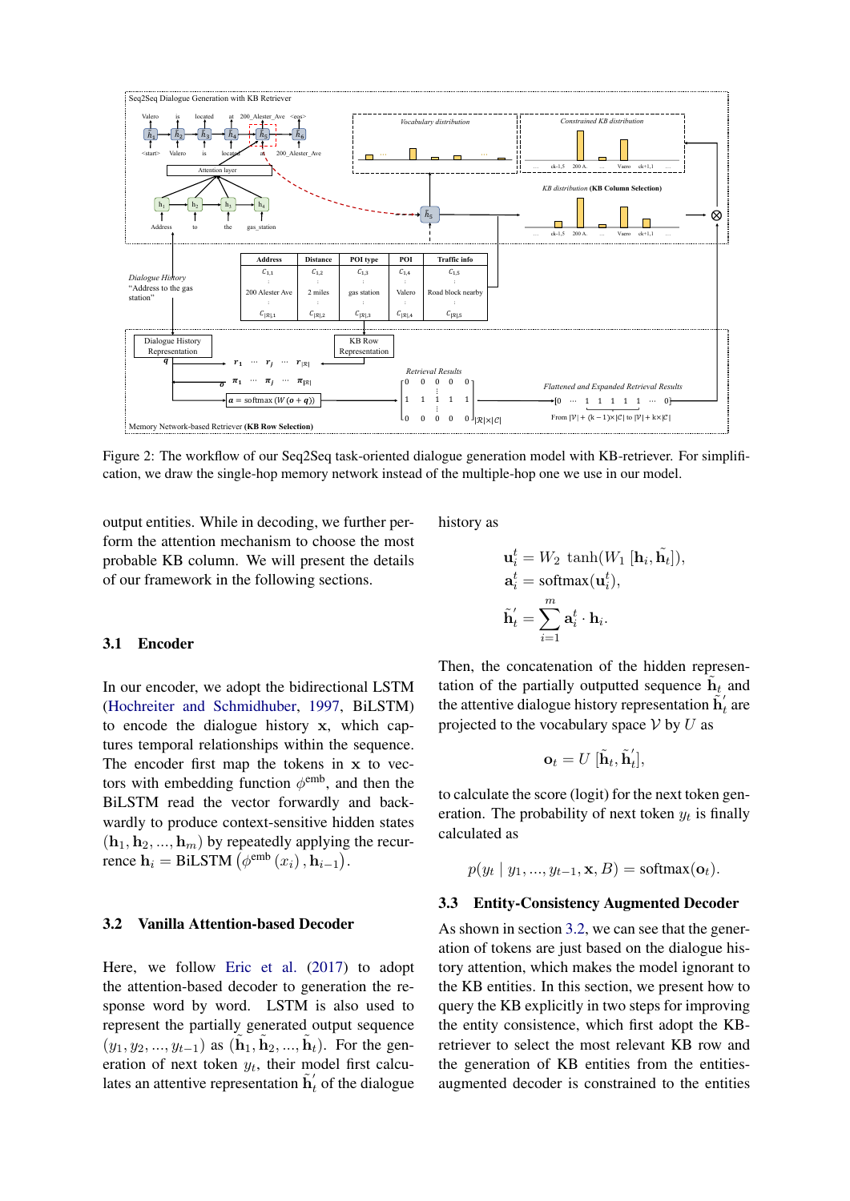Figure 2: The workflow of our Seq2Seq task-oriented dialogue generation model with KB-retriever. For simplification, we draw the single-hop memory network instead of the multiple-hop one we use in our model.

output entities. While in decoding, we further perform the attention mechanism to choose the most probable KB column. We will present the details of our framework in the following sections.

### 3.1 Encoder

In our encoder, we adopt the bidirectional LSTM (Hochreiter and Schmidhuber, 1997, BiLSTM) to encode the dialogue history $\mathbf{x}$, which captures temporal relationships within the sequence. The encoder first map the tokens in $\mathbf{x}$ to vectors with embedding function $\phi^{\text{emb}}$, and then the BiLSTM read the vector forwardly and backwardly to produce context-sensitive hidden states $(\mathbf{h}_1, \mathbf{h}_2, ..., \mathbf{h}_m)$ by repeatedly applying the recurrence $\mathbf{h}_i = \text{BiLSTM}\left(\phi^{\text{emb}}\left(x_i\right), \mathbf{h}_{i-1}\right)$.

### 3.2 Vanilla Attention-based Decoder

Here, we follow Eric et al. (2017) to adopt the attention-based decoder to generation the response word by word. LSTM is also used to represent the partially generated output sequence $(y_1, y_2, ..., y_{t-1})$ as $(\tilde{\mathbf{h}}_1, \tilde{\mathbf{h}}_2, ..., \tilde{\mathbf{h}}_t)$. For the generation of next token $y_t$, their model first calculates an attentive representation $\tilde{\mathbf{h}}^{'}_t$ of the dialogue history as

$$\mathbf{u}_i^t = W_2 \, \tanh(W_1 \, [\mathbf{h}_i, \tilde{\mathbf{h}}_t]),$$
$$\mathbf{a}_i^t = \text{softmax}(\mathbf{u}_i^t),$$
$$\tilde{\mathbf{h}}^{'}_t = \sum_{i=1}^{m} \mathbf{a}_i^t \cdot \mathbf{h}_i.$$

Then, the concatenation of the hidden representation of the partially outputted sequence $\tilde{\mathbf{h}}_t$ and the attentive dialogue history representation $\tilde{\mathbf{h}}^{'}_t$ are projected to the vocabulary space $\mathcal{V}$ by $U$ as

$$\mathbf{o}_t = U \, [\tilde{\mathbf{h}}_t, \tilde{\mathbf{h}}^{'}_t],$$

to calculate the score (logit) for the next token generation. The probability of next token $y_t$ is finally calculated as

$$p(y_t \mid y_1, ..., y_{t-1}, \mathbf{x}, B) = \text{softmax}(\mathbf{o}_t).$$

### 3.3 Entity-Consistency Augmented Decoder

As shown in section 3.2, we can see that the generation of tokens are just based on the dialogue history attention, which makes the model ignorant to the KB entities. In this section, we present how to query the KB explicitly in two steps for improving the entity consistence, which first adopt the KB-retriever to select the most relevant KB row and the generation of KB entities from the entities-augmented decoder is constrained to the entities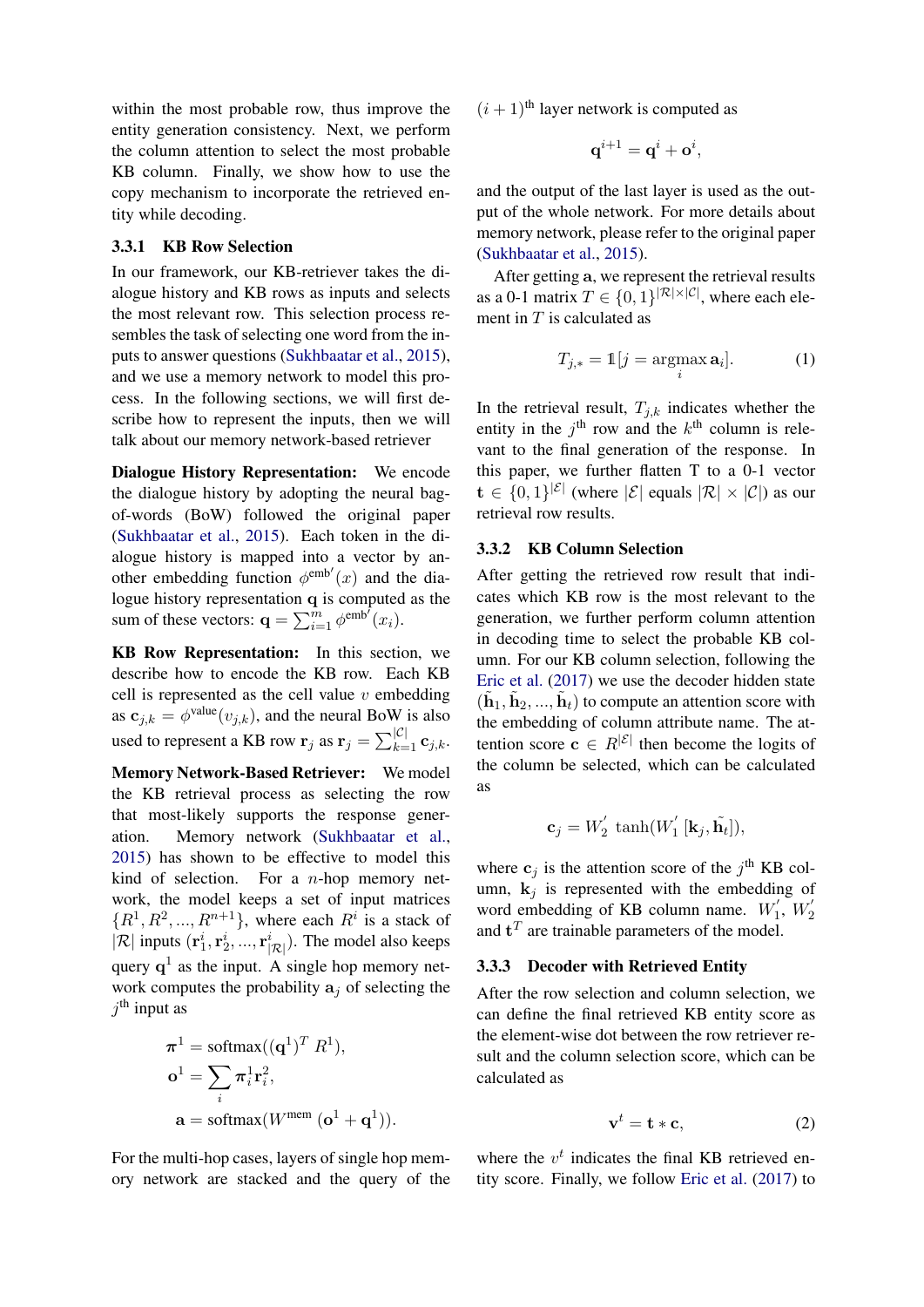within the most probable row, thus improve the entity generation consistency. Next, we perform the column attention to select the most probable KB column. Finally, we show how to use the copy mechanism to incorporate the retrieved entity while decoding.

#### 3.3.1 KB Row Selection

In our framework, our KB-retriever takes the dialogue history and KB rows as inputs and selects the most relevant row. This selection process resembles the task of selecting one word from the inputs to answer questions (Sukhbaatar et al., 2015), and we use a memory network to model this process. In the following sections, we will first describe how to represent the inputs, then we will talk about our memory network-based retriever

**Dialogue History Representation:** We encode the dialogue history by adopting the neural bag-of-words (BoW) followed the original paper (Sukhbaatar et al., 2015). Each token in the dialogue history is mapped into a vector by another embedding function $\phi^{\text{emb}'}(x)$ and the dialogue history representation $\mathbf{q}$ is computed as the sum of these vectors: $\mathbf{q} = \sum_{i=1}^{m} \phi^{\text{emb}'}(x_i)$.

**KB Row Representation:** In this section, we describe how to encode the KB row. Each KB cell is represented as the cell value $v$ embedding as $\mathbf{c}_{j,k} = \phi^{\text{value}}(v_{j,k})$, and the neural BoW is also used to represent a KB row $\mathbf{r}_j$ as $\mathbf{r}_j = \sum_{k=1}^{|\mathcal{C}|} \mathbf{c}_{j,k}$.

**Memory Network-Based Retriever:** We model the KB retrieval process as selecting the row that most-likely supports the response generation. Memory network (Sukhbaatar et al., 2015) has shown to be effective to model this kind of selection. For a $n$-hop memory network, the model keeps a set of input matrices $\{R^1, R^2, ..., R^{n+1}\}$, where each $R^i$ is a stack of $|\mathcal{R}|$ inputs $(\mathbf{r}_1^i, \mathbf{r}_2^i, ..., \mathbf{r}_{|\mathcal{R}|}^i)$. The model also keeps query $\mathbf{q}^1$ as the input. A single hop memory network computes the probability $\mathbf{a}_j$ of selecting the $j^{\text{th}}$ input as

$$
\begin{aligned}
\boldsymbol{\pi}^1 &= \text{softmax}((\mathbf{q}^1)^T \, R^1), \\
\mathbf{o}^1 &= \sum_i \boldsymbol{\pi}_i^1 \mathbf{r}_i^2, \\
\mathbf{a} &= \text{softmax}(W^{\text{mem}} \, (\mathbf{o}^1 + \mathbf{q}^1)).
\end{aligned}
$$

For the multi-hop cases, layers of single hop memory network are stacked and the query of the $(i+1)^{\text{th}}$ layer network is computed as

$$
\mathbf{q}^{i+1} = \mathbf{q}^i + \mathbf{o}^i,
$$

and the output of the last layer is used as the output of the whole network. For more details about memory network, please refer to the original paper (Sukhbaatar et al., 2015).

After getting $\mathbf{a}$, we represent the retrieval results as a 0-1 matrix $T \in \{0,1\}^{|\mathcal{R}| \times |\mathcal{C}|}$, where each element in $T$ is calculated as

$$
T_{j,*} = \mathbb{1}[j = \operatorname*{argmax}_i \mathbf{a}_i]. \tag{1}
$$

In the retrieval result, $T_{j,k}$ indicates whether the entity in the $j^{\text{th}}$ row and the $k^{\text{th}}$ column is relevant to the final generation of the response. In this paper, we further flatten T to a 0-1 vector $\mathbf{t} \in \{0,1\}^{|\mathcal{E}|}$ (where $|\mathcal{E}|$ equals $|\mathcal{R}| \times |\mathcal{C}|$) as our retrieval row results.

#### 3.3.2 KB Column Selection

After getting the retrieved row result that indicates which KB row is the most relevant to the generation, we further perform column attention in decoding time to select the probable KB column. For our KB column selection, following the Eric et al. (2017) we use the decoder hidden state $(\tilde{\mathbf{h}}_1, \tilde{\mathbf{h}}_2, ..., \tilde{\mathbf{h}}_t)$ to compute an attention score with the embedding of column attribute name. The attention score $\mathbf{c} \in R^{|\mathcal{E}|}$ then become the logits of the column be selected, which can be calculated as

$$
\mathbf{c}_j = W_2^{'} \, \tanh(W_1^{'} \, [\mathbf{k}_j, \tilde{\mathbf{h}}_t]),
$$

where $\mathbf{c}_j$ is the attention score of the $j^{\text{th}}$ KB column, $\mathbf{k}_j$ is represented with the embedding of word embedding of KB column name. $W_1^{'}$, $W_2^{'}$ and $\mathbf{t}^T$ are trainable parameters of the model.

#### 3.3.3 Decoder with Retrieved Entity

After the row selection and column selection, we can define the final retrieved KB entity score as the element-wise dot between the row retriever result and the column selection score, which can be calculated as

$$
\mathbf{v}^t = \mathbf{t} * \mathbf{c}, \tag{2}
$$

where the $v^t$ indicates the final KB retrieved entity score. Finally, we follow Eric et al. (2017) to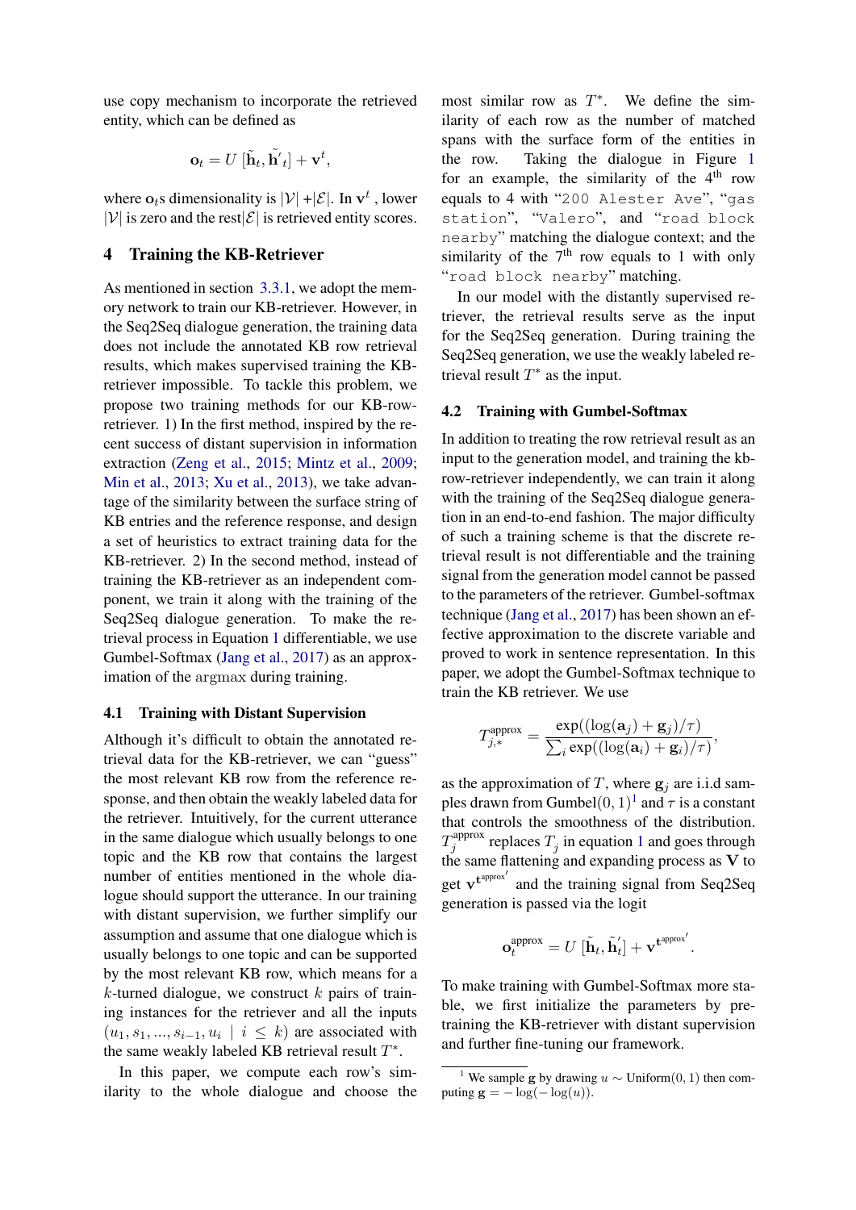use copy mechanism to incorporate the retrieved entity, which can be defined as

$$\mathbf{o}_t = U\, [\tilde{\mathbf{h}}_t, \tilde{\mathbf{h}'}_t] + \mathbf{v}^t,$$

where $\mathbf{o}_t$s dimensionality is $|\mathcal{V}| + |\mathcal{E}|$. In $\mathbf{v}^t$ , lower $|\mathcal{V}|$ is zero and the rest $|\mathcal{E}|$ is retrieved entity scores.

## 4 Training the KB-Retriever

As mentioned in section 3.3.1, we adopt the memory network to train our KB-retriever. However, in the Seq2Seq dialogue generation, the training data does not include the annotated KB row retrieval results, which makes supervised training the KB-retriever impossible. To tackle this problem, we propose two training methods for our KB-row-retriever. 1) In the first method, inspired by the recent success of distant supervision in information extraction (Zeng et al., 2015; Mintz et al., 2009; Min et al., 2013; Xu et al., 2013), we take advantage of the similarity between the surface string of KB entries and the reference response, and design a set of heuristics to extract training data for the KB-retriever. 2) In the second method, instead of training the KB-retriever as an independent component, we train it along with the training of the Seq2Seq dialogue generation. To make the retrieval process in Equation 1 differentiable, we use Gumbel-Softmax (Jang et al., 2017) as an approximation of the $\mathrm{argmax}$ during training.

### 4.1 Training with Distant Supervision

Although it's difficult to obtain the annotated retrieval data for the KB-retriever, we can "guess" the most relevant KB row from the reference response, and then obtain the weakly labeled data for the retriever. Intuitively, for the current utterance in the same dialogue which usually belongs to one topic and the KB row that contains the largest number of entities mentioned in the whole dialogue should support the utterance. In our training with distant supervision, we further simplify our assumption and assume that one dialogue which is usually belongs to one topic and can be supported by the most relevant KB row, which means for a $k$-turned dialogue, we construct $k$ pairs of training instances for the retriever and all the inputs $(u_1, s_1, ..., s_{i-1}, u_i \mid i \le k)$ are associated with the same weakly labeled KB retrieval result $T^*$.

In this paper, we compute each row's similarity to the whole dialogue and choose the most similar row as $T^*$. We define the similarity of each row as the number of matched spans with the surface form of the entities in the row. Taking the dialogue in Figure 1 for an example, the similarity of the 4th row equals to 4 with "`200 Alester Ave`", "`gas station`", "`Valero`", and "`road block nearby`" matching the dialogue context; and the similarity of the 7th row equals to 1 with only "`road block nearby`" matching.

In our model with the distantly supervised retriever, the retrieval results serve as the input for the Seq2Seq generation. During training the Seq2Seq generation, we use the weakly labeled retrieval result $T^*$ as the input.

### 4.2 Training with Gumbel-Softmax

In addition to treating the row retrieval result as an input to the generation model, and training the kb-row-retriever independently, we can train it along with the training of the Seq2Seq dialogue generation in an end-to-end fashion. The major difficulty of such a training scheme is that the discrete retrieval result is not differentiable and the training signal from the generation model cannot be passed to the parameters of the retriever. Gumbel-softmax technique (Jang et al., 2017) has been shown an effective approximation to the discrete variable and proved to work in sentence representation. In this paper, we adopt the Gumbel-Softmax technique to train the KB retriever. We use

$$T^{\text{approx}}_{j,*} = \frac{\exp((\log(\mathbf{a}_j) + \mathbf{g}_j)/\tau)}{\sum_i \exp((\log(\mathbf{a}_i) + \mathbf{g}_i)/\tau)},$$

as the approximation of $T$, where $\mathbf{g}_j$ are i.i.d samples drawn from $\text{Gumbel}(0, 1)$[1] and $\tau$ is a constant that controls the smoothness of the distribution. $T^{\text{approx}}_j$ replaces $T_j$ in equation 1 and goes through the same flattening and expanding process as $\mathbf{V}$ to get $\mathbf{v}^{\mathbf{t}^{\text{approx}'}}$ and the training signal from Seq2Seq generation is passed via the logit

$$\mathbf{o}^{\text{approx}}_t = U\, [\tilde{\mathbf{h}}_t, \tilde{\mathbf{h}'_t}] + \mathbf{v}^{\mathbf{t}^{\text{approx}'}}.$$

To make training with Gumbel-Softmax more stable, we first initialize the parameters by pre-training the KB-retriever with distant supervision and further fine-tuning our framework.

[1] We sample $\mathbf{g}$ by drawing $u \sim \text{Uniform}(0, 1)$ then computing $\mathbf{g} = -\log(-\log(u))$.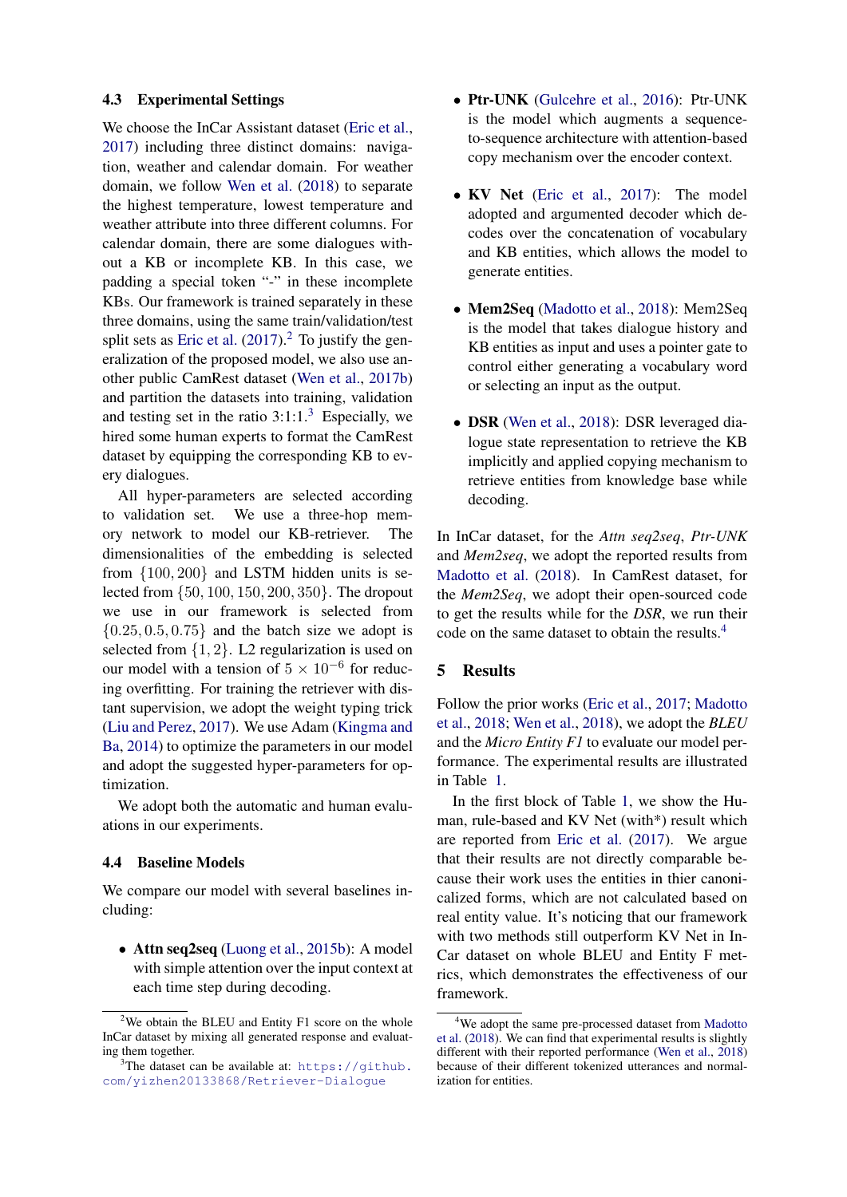### 4.3 Experimental Settings

We choose the InCar Assistant dataset (Eric et al., 2017) including three distinct domains: navigation, weather and calendar domain. For weather domain, we follow Wen et al. (2018) to separate the highest temperature, lowest temperature and weather attribute into three different columns. For calendar domain, there are some dialogues without a KB or incomplete KB. In this case, we padding a special token "-" in these incomplete KBs. Our framework is trained separately in these three domains, using the same train/validation/test split sets as Eric et al. (2017).[2] To justify the generalization of the proposed model, we also use another public CamRest dataset (Wen et al., 2017b) and partition the datasets into training, validation and testing set in the ratio 3:1:1.[3] Especially, we hired some human experts to format the CamRest dataset by equipping the corresponding KB to every dialogues.

All hyper-parameters are selected according to validation set. We use a three-hop memory network to model our KB-retriever. The dimensionalities of the embedding is selected from $\{100, 200\}$ and LSTM hidden units is selected from $\{50, 100, 150, 200, 350\}$. The dropout we use in our framework is selected from $\{0.25, 0.5, 0.75\}$ and the batch size we adopt is selected from $\{1, 2\}$. L2 regularization is used on our model with a tension of $5 \times 10^{-6}$ for reducing overfitting. For training the retriever with distant supervision, we adopt the weight typing trick (Liu and Perez, 2017). We use Adam (Kingma and Ba, 2014) to optimize the parameters in our model and adopt the suggested hyper-parameters for optimization.

We adopt both the automatic and human evaluations in our experiments.

### 4.4 Baseline Models

We compare our model with several baselines including:

- **Attn seq2seq** (Luong et al., 2015b): A model with simple attention over the input context at each time step during decoding.
- **Ptr-UNK** (Gulcehre et al., 2016): Ptr-UNK is the model which augments a sequence-to-sequence architecture with attention-based copy mechanism over the encoder context.
- **KV Net** (Eric et al., 2017): The model adopted and argumented decoder which decodes over the concatenation of vocabulary and KB entities, which allows the model to generate entities.
- **Mem2Seq** (Madotto et al., 2018): Mem2Seq is the model that takes dialogue history and KB entities as input and uses a pointer gate to control either generating a vocabulary word or selecting an input as the output.
- **DSR** (Wen et al., 2018): DSR leveraged dialogue state representation to retrieve the KB implicitly and applied copying mechanism to retrieve entities from knowledge base while decoding.

In InCar dataset, for the *Attn seq2seq*, *Ptr-UNK* and *Mem2seq*, we adopt the reported results from Madotto et al. (2018). In CamRest dataset, for the *Mem2Seq*, we adopt their open-sourced code to get the results while for the *DSR*, we run their code on the same dataset to obtain the results.[4]

## 5 Results

Follow the prior works (Eric et al., 2017; Madotto et al., 2018; Wen et al., 2018), we adopt the *BLEU* and the *Micro Entity F1* to evaluate our model performance. The experimental results are illustrated in Table 1.

In the first block of Table 1, we show the Human, rule-based and KV Net (with*) result which are reported from Eric et al. (2017). We argue that their results are not directly comparable because their work uses the entities in thier canonicalized forms, which are not calculated based on real entity value. It's noticing that our framework with two methods still outperform KV Net in InCar dataset on whole BLEU and Entity F metrics, which demonstrates the effectiveness of our framework.

---

[2] We obtain the BLEU and Entity F1 score on the whole InCar dataset by mixing all generated response and evaluating them together.

[3] The dataset can be available at: https://github.com/yizhen20133868/Retriever-Dialogue

[4] We adopt the same pre-processed dataset from Madotto et al. (2018). We can find that experimental results is slightly different with their reported performance (Wen et al., 2018) because of their different tokenized utterances and normalization for entities.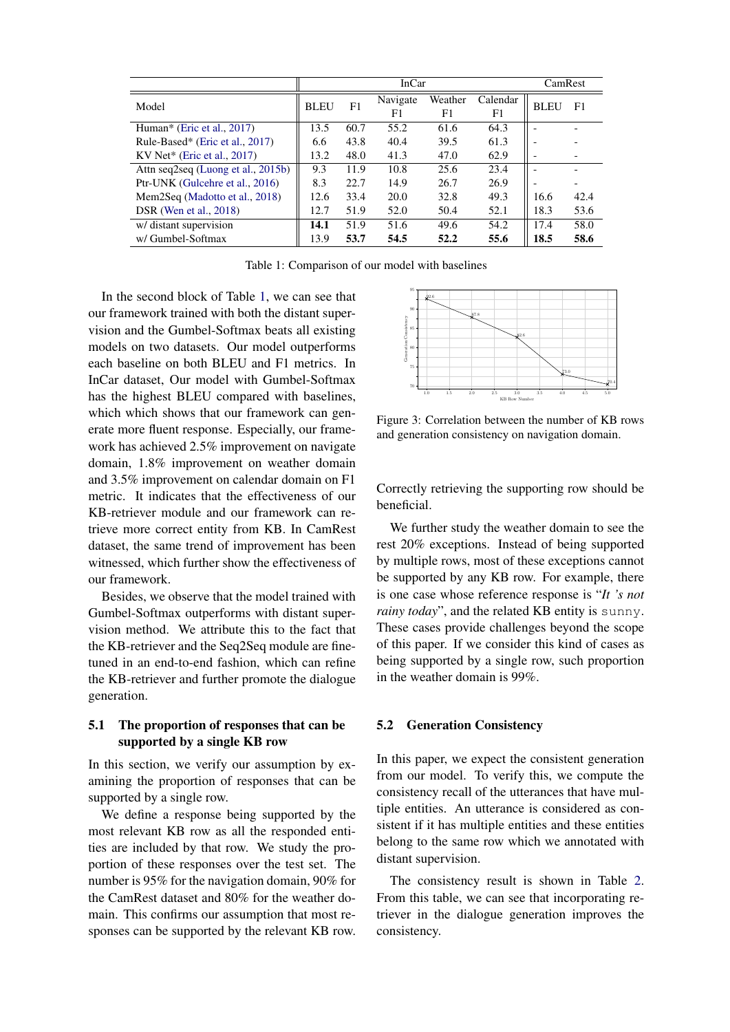| Model | InCar | | | | | CamRest | |
|---|---|---|---|---|---|---|---|
| | BLEU | F1 | Navigate F1 | Weather F1 | Calendar F1 | BLEU | F1 |
| Human* (Eric et al., 2017) | 13.5 | 60.7 | 55.2 | 61.6 | 64.3 | - | - |
| Rule-Based* (Eric et al., 2017) | 6.6 | 43.8 | 40.4 | 39.5 | 61.3 | - | - |
| KV Net* (Eric et al., 2017) | 13.2 | 48.0 | 41.3 | 47.0 | 62.9 | - | - |
| Attn seq2seq (Luong et al., 2015b) | 9.3 | 11.9 | 10.8 | 25.6 | 23.4 | - | - |
| Ptr-UNK (Gulcehre et al., 2016) | 8.3 | 22.7 | 14.9 | 26.7 | 26.9 | - | - |
| Mem2Seq (Madotto et al., 2018) | 12.6 | 33.4 | 20.0 | 32.8 | 49.3 | 16.6 | 42.4 |
| DSR (Wen et al., 2018) | 12.7 | 51.9 | 52.0 | 50.4 | 52.1 | 18.3 | 53.6 |
| w/ distant supervision | **14.1** | 51.9 | 51.6 | 49.6 | 54.2 | 17.4 | 58.0 |
| w/ Gumbel-Softmax | 13.9 | **53.7** | **54.5** | **52.2** | **55.6** | **18.5** | **58.6** |

Table 1: Comparison of our model with baselines

In the second block of Table 1, we can see that our framework trained with both the distant supervision and the Gumbel-Softmax beats all existing models on two datasets. Our model outperforms each baseline on both BLEU and F1 metrics. In InCar dataset, Our model with Gumbel-Softmax has the highest BLEU compared with baselines, which which shows that our framework can generate more fluent response. Especially, our framework has achieved 2.5% improvement on navigate domain, 1.8% improvement on weather domain and 3.5% improvement on calendar domain on F1 metric. It indicates that the effectiveness of our KB-retriever module and our framework can retrieve more correct entity from KB. In CamRest dataset, the same trend of improvement has been witnessed, which further show the effectiveness of our framework.

Besides, we observe that the model trained with Gumbel-Softmax outperforms with distant supervision method. We attribute this to the fact that the KB-retriever and the Seq2Seq module are fine-tuned in an end-to-end fashion, which can refine the KB-retriever and further promote the dialogue generation.

### 5.1 The proportion of responses that can be supported by a single KB row

In this section, we verify our assumption by examining the proportion of responses that can be supported by a single row.

We define a response being supported by the most relevant KB row as all the responded entities are included by that row. We study the proportion of these responses over the test set. The number is 95% for the navigation domain, 90% for the CamRest dataset and 80% for the weather domain. This confirms our assumption that most responses can be supported by the relevant KB row. Correctly retrieving the supporting row should be beneficial.

Figure 3: Correlation between the number of KB rows and generation consistency on navigation domain.

We further study the weather domain to see the rest 20% exceptions. Instead of being supported by multiple rows, most of these exceptions cannot be supported by any KB row. For example, there is one case whose reference response is "*It 's not rainy today*", and the related KB entity is `sunny`. These cases provide challenges beyond the scope of this paper. If we consider this kind of cases as being supported by a single row, such proportion in the weather domain is 99%.

### 5.2 Generation Consistency

In this paper, we expect the consistent generation from our model. To verify this, we compute the consistency recall of the utterances that have multiple entities. An utterance is considered as consistent if it has multiple entities and these entities belong to the same row which we annotated with distant supervision.

The consistency result is shown in Table 2. From this table, we can see that incorporating retriever in the dialogue generation improves the consistency.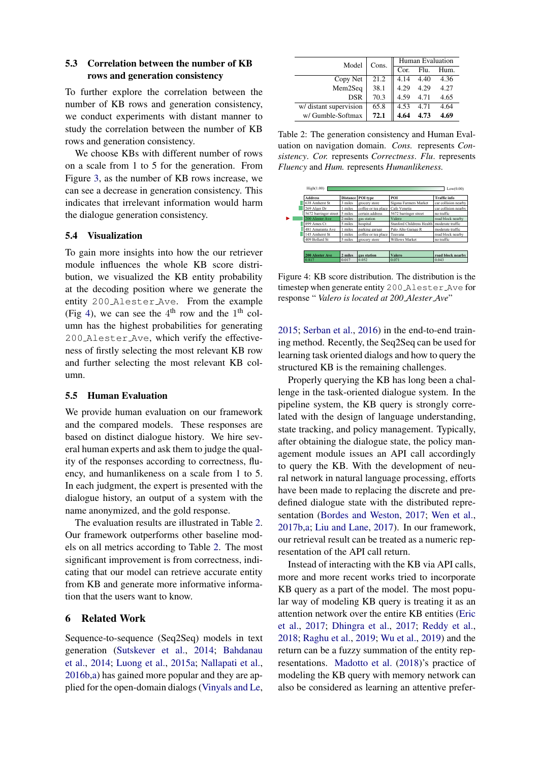### 5.3 Correlation between the number of KB rows and generation consistency

To further explore the correlation between the number of KB rows and generation consistency, we conduct experiments with distant manner to study the correlation between the number of KB rows and generation consistency.

We choose KBs with different number of rows on a scale from 1 to 5 for the generation. From Figure 3, as the number of KB rows increase, we can see a decrease in generation consistency. This indicates that irrelevant information would harm the dialogue generation consistency.

### 5.4 Visualization

To gain more insights into how the our retriever module influences the whole KB score distribution, we visualized the KB entity probability at the decoding position where we generate the entity `200_Alester_Ave`. From the example (Fig 4), we can see the 4th row and the 1st column has the highest probabilities for generating `200_Alester_Ave`, which verify the effectiveness of firstly selecting the most relevant KB row and further selecting the most relevant KB column.

### 5.5 Human Evaluation

We provide human evaluation on our framework and the compared models. These responses are based on distinct dialogue history. We hire several human experts and ask them to judge the quality of the responses according to correctness, fluency, and humanlikeness on a scale from 1 to 5. In each judgment, the expert is presented with the dialogue history, an output of a system with the name anonymized, and the gold response.

The evaluation results are illustrated in Table 2. Our framework outperforms other baseline models on all metrics according to Table 2. The most significant improvement is from correctness, indicating that our model can retrieve accurate entity from KB and generate more informative information that the users want to know.

| Model | Cons. | Human Evaluation | | |
|---|---|---|---|---|
| | | Cor. | Flu. | Hum. |
| Copy Net | 21.2 | 4.14 | 4.40 | 4.36 |
| Mem2Seq | 38.1 | 4.29 | 4.29 | 4.27 |
| DSR | 70.3 | 4.59 | 4.71 | 4.65 |
| w/ distant supervision | 65.8 | 4.53 | 4.71 | 4.64 |
| w/ Gumble-Softmax | **72.1** | **4.64** | **4.73** | **4.69** |

Table 2: The generation consistency and Human Evaluation on navigation domain. *Cons.* represents *Consistency*. *Cor.* represents *Correctness*. *Flu.* represents *Fluency* and *Hum.* represents *Humanlikeness.*

| Address | Distance | POI type | POI | Traffic info |
|---|---|---|---|---|
| 638 Amherst St | 3 miles | grocery store | Sigona Farmers Market | car collision nearby |
| 269 Alger Dr | 1 miles | coffee or tea place | Cafe Venetia | car collision nearby |
| 5672 barringer street | 5 miles | certain address | 5672 barringer street | no traffic |
| 200 Alester Ave | 2 miles | gas station | Valero | road block nearby |
| 899 Ames Ct | 5 miles | hospital | Stanford Childrens Health | moderate traffic |
| 481 Amaranta Ave | 1 miles | parking garage | Palo Alto Garage R | moderate traffic |
| 145 Amherst St | 1 miles | coffee or tea place | Teavana | road block nearby |
| 409 Bollard St | 5 miles | grocery store | Willows Market | no traffic |

| 200 Alester Ave | 2 miles | gas station | Valero | road block nearby |
|---|---|---|---|---|
| 0.817 | 0.017 | 0.052 | 0.071 | 0.043 |

Figure 4: KB score distribution. The distribution is the timestep when generate entity `200_Alester_Ave` for response " *Valero is located at 200_Alester_Ave*"

## 6 Related Work

Sequence-to-sequence (Seq2Seq) models in text generation (Sutskever et al., 2014; Bahdanau et al., 2014; Luong et al., 2015a; Nallapati et al., 2016b,a) has gained more popular and they are applied for the open-domain dialogs (Vinyals and Le, 2015; Serban et al., 2016) in the end-to-end training method. Recently, the Seq2Seq can be used for learning task oriented dialogs and how to query the structured KB is the remaining challenges.

Properly querying the KB has long been a challenge in the task-oriented dialogue system. In the pipeline system, the KB query is strongly correlated with the design of language understanding, state tracking, and policy management. Typically, after obtaining the dialogue state, the policy management module issues an API call accordingly to query the KB. With the development of neural network in natural language processing, efforts have been made to replacing the discrete and predefined dialogue state with the distributed representation (Bordes and Weston, 2017; Wen et al., 2017b,a; Liu and Lane, 2017). In our framework, our retrieval result can be treated as a numeric representation of the API call return.

Instead of interacting with the KB via API calls, more and more recent works tried to incorporate KB query as a part of the model. The most popular way of modeling KB query is treating it as an attention network over the entire KB entities (Eric et al., 2017; Dhingra et al., 2017; Reddy et al., 2018; Raghu et al., 2019; Wu et al., 2019) and the return can be a fuzzy summation of the entity representations. Madotto et al. (2018)'s practice of modeling the KB query with memory network can also be considered as learning an attentive prefer-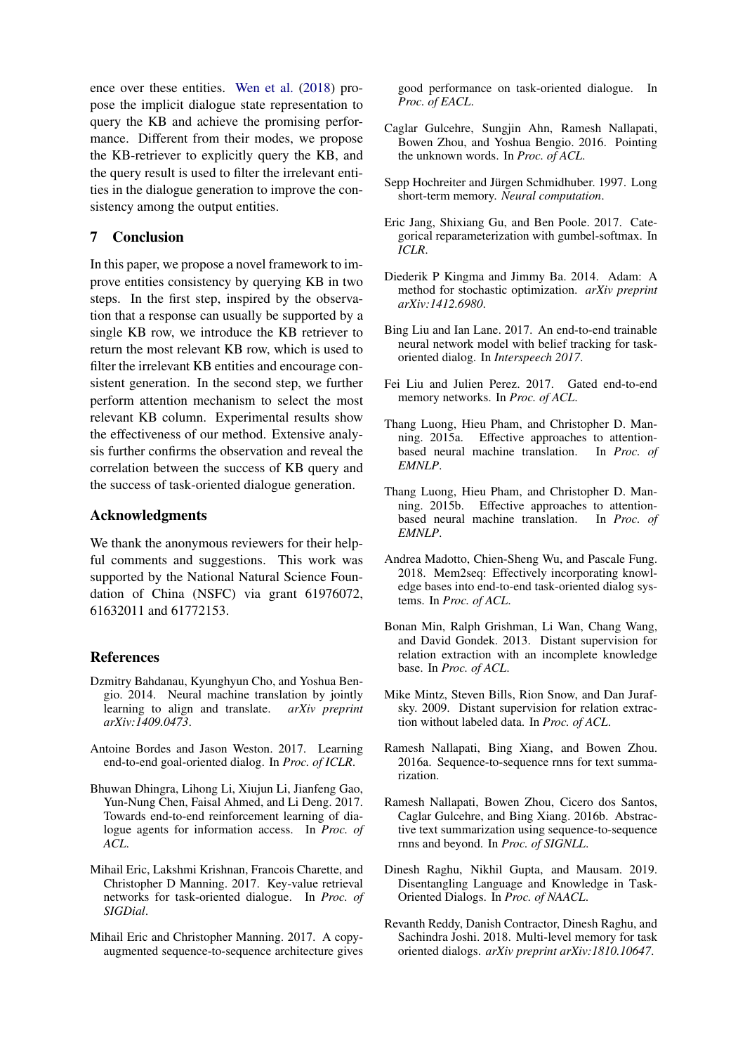ence over these entities. Wen et al. (2018) propose the implicit dialogue state representation to query the KB and achieve the promising performance. Different from their modes, we propose the KB-retriever to explicitly query the KB, and the query result is used to filter the irrelevant entities in the dialogue generation to improve the consistency among the output entities.

## 7 Conclusion

In this paper, we propose a novel framework to improve entities consistency by querying KB in two steps. In the first step, inspired by the observation that a response can usually be supported by a single KB row, we introduce the KB retriever to return the most relevant KB row, which is used to filter the irrelevant KB entities and encourage consistent generation. In the second step, we further perform attention mechanism to select the most relevant KB column. Experimental results show the effectiveness of our method. Extensive analysis further confirms the observation and reveal the correlation between the success of KB query and the success of task-oriented dialogue generation.

## Acknowledgments

We thank the anonymous reviewers for their helpful comments and suggestions. This work was supported by the National Natural Science Foundation of China (NSFC) via grant 61976072, 61632011 and 61772153.

## References

Dzmitry Bahdanau, Kyunghyun Cho, and Yoshua Bengio. 2014. Neural machine translation by jointly learning to align and translate. *arXiv preprint arXiv:1409.0473*.

Antoine Bordes and Jason Weston. 2017. Learning end-to-end goal-oriented dialog. In *Proc. of ICLR*.

Bhuwan Dhingra, Lihong Li, Xiujun Li, Jianfeng Gao, Yun-Nung Chen, Faisal Ahmed, and Li Deng. 2017. Towards end-to-end reinforcement learning of dialogue agents for information access. In *Proc. of ACL*.

Mihail Eric, Lakshmi Krishnan, Francois Charette, and Christopher D Manning. 2017. Key-value retrieval networks for task-oriented dialogue. In *Proc. of SIGDial*.

Mihail Eric and Christopher Manning. 2017. A copy-augmented sequence-to-sequence architecture gives good performance on task-oriented dialogue. In *Proc. of EACL*.

Caglar Gulcehre, Sungjin Ahn, Ramesh Nallapati, Bowen Zhou, and Yoshua Bengio. 2016. Pointing the unknown words. In *Proc. of ACL*.

Sepp Hochreiter and Jürgen Schmidhuber. 1997. Long short-term memory. *Neural computation*.

Eric Jang, Shixiang Gu, and Ben Poole. 2017. Categorical reparameterization with gumbel-softmax. In *ICLR*.

Diederik P Kingma and Jimmy Ba. 2014. Adam: A method for stochastic optimization. *arXiv preprint arXiv:1412.6980*.

Bing Liu and Ian Lane. 2017. An end-to-end trainable neural network model with belief tracking for task-oriented dialog. In *Interspeech 2017*.

Fei Liu and Julien Perez. 2017. Gated end-to-end memory networks. In *Proc. of ACL*.

Thang Luong, Hieu Pham, and Christopher D. Manning. 2015a. Effective approaches to attention-based neural machine translation. In *Proc. of EMNLP*.

Thang Luong, Hieu Pham, and Christopher D. Manning. 2015b. Effective approaches to attention-based neural machine translation. In *Proc. of EMNLP*.

Andrea Madotto, Chien-Sheng Wu, and Pascale Fung. 2018. Mem2seq: Effectively incorporating knowledge bases into end-to-end task-oriented dialog systems. In *Proc. of ACL*.

Bonan Min, Ralph Grishman, Li Wan, Chang Wang, and David Gondek. 2013. Distant supervision for relation extraction with an incomplete knowledge base. In *Proc. of ACL*.

Mike Mintz, Steven Bills, Rion Snow, and Dan Jurafsky. 2009. Distant supervision for relation extraction without labeled data. In *Proc. of ACL*.

Ramesh Nallapati, Bing Xiang, and Bowen Zhou. 2016a. Sequence-to-sequence rnns for text summarization.

Ramesh Nallapati, Bowen Zhou, Cicero dos Santos, Caglar Gulcehre, and Bing Xiang. 2016b. Abstractive text summarization using sequence-to-sequence rnns and beyond. In *Proc. of SIGNLL*.

Dinesh Raghu, Nikhil Gupta, and Mausam. 2019. Disentangling Language and Knowledge in Task-Oriented Dialogs. In *Proc. of NAACL*.

Revanth Reddy, Danish Contractor, Dinesh Raghu, and Sachindra Joshi. 2018. Multi-level memory for task oriented dialogs. *arXiv preprint arXiv:1810.10647*.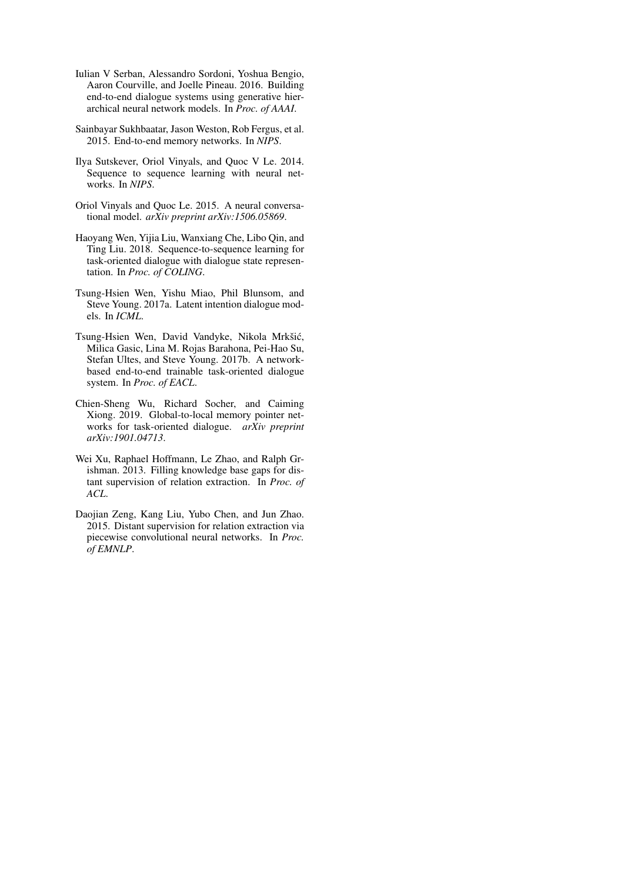Iulian V Serban, Alessandro Sordoni, Yoshua Bengio, Aaron Courville, and Joelle Pineau. 2016. Building end-to-end dialogue systems using generative hierarchical neural network models. In *Proc. of AAAI*.

Sainbayar Sukhbaatar, Jason Weston, Rob Fergus, et al. 2015. End-to-end memory networks. In *NIPS*.

Ilya Sutskever, Oriol Vinyals, and Quoc V Le. 2014. Sequence to sequence learning with neural networks. In *NIPS*.

Oriol Vinyals and Quoc Le. 2015. A neural conversational model. *arXiv preprint arXiv:1506.05869*.

Haoyang Wen, Yijia Liu, Wanxiang Che, Libo Qin, and Ting Liu. 2018. Sequence-to-sequence learning for task-oriented dialogue with dialogue state representation. In *Proc. of COLING*.

Tsung-Hsien Wen, Yishu Miao, Phil Blunsom, and Steve Young. 2017a. Latent intention dialogue models. In *ICML*.

Tsung-Hsien Wen, David Vandyke, Nikola Mrkšić, Milica Gasic, Lina M. Rojas Barahona, Pei-Hao Su, Stefan Ultes, and Steve Young. 2017b. A network-based end-to-end trainable task-oriented dialogue system. In *Proc. of EACL*.

Chien-Sheng Wu, Richard Socher, and Caiming Xiong. 2019. Global-to-local memory pointer networks for task-oriented dialogue. *arXiv preprint arXiv:1901.04713*.

Wei Xu, Raphael Hoffmann, Le Zhao, and Ralph Grishman. 2013. Filling knowledge base gaps for distant supervision of relation extraction. In *Proc. of ACL*.

Daojian Zeng, Kang Liu, Yubo Chen, and Jun Zhao. 2015. Distant supervision for relation extraction via piecewise convolutional neural networks. In *Proc. of EMNLP*.